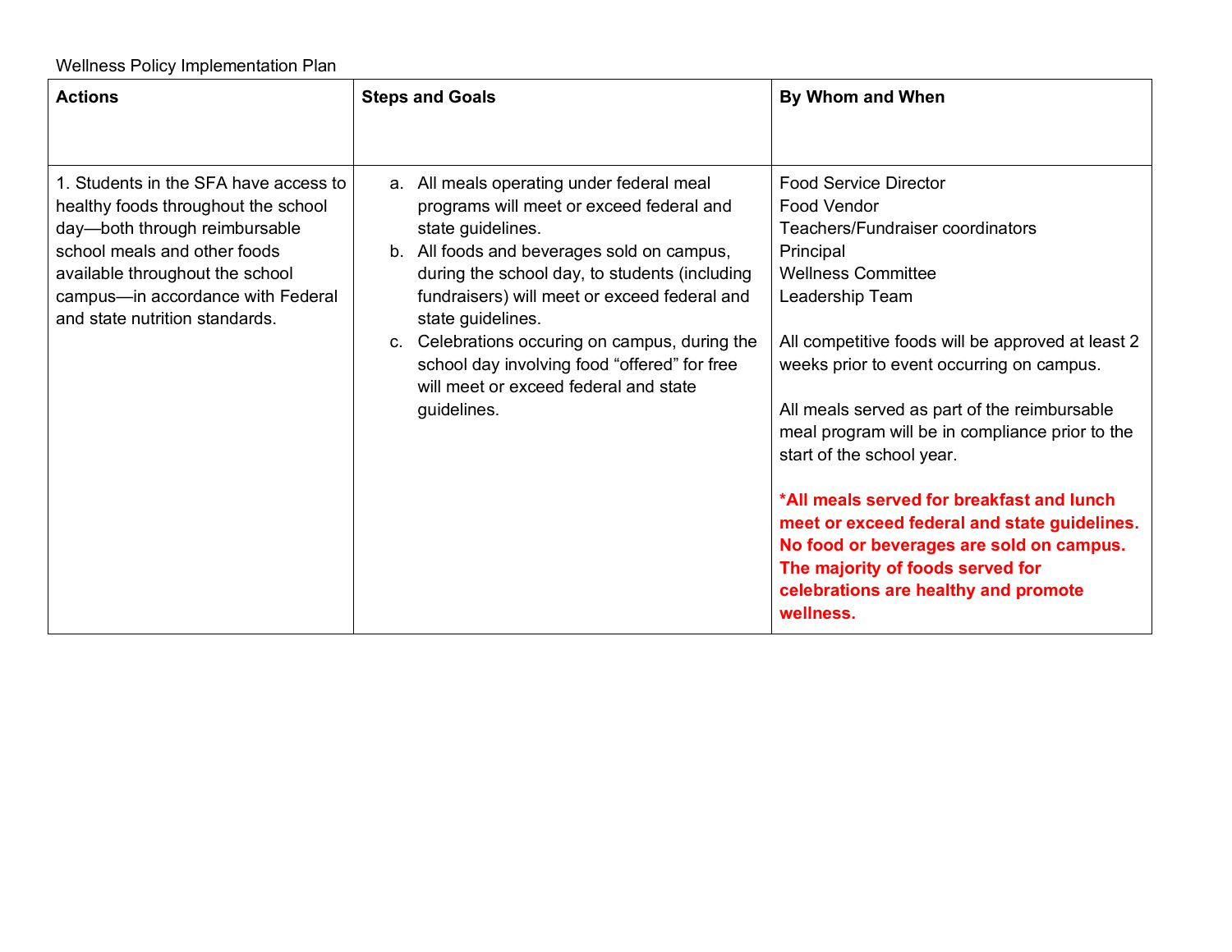Wellness Policy Implementation Plan

| Actions | Steps and Goals | By Whom and When |
| --- | --- | --- |
| 1. Students in the SFA have access to healthy foods throughout the school day—both through reimbursable school meals and other foods available throughout the school campus—in accordance with Federal and state nutrition standards. | a. All meals operating under federal meal programs will meet or exceed federal and state guidelines.<br>b. All foods and beverages sold on campus, during the school day, to students (including fundraisers) will meet or exceed federal and state guidelines.<br>c. Celebrations occuring on campus, during the school day involving food "offered" for free will meet or exceed federal and state guidelines. | Food Service Director<br>Food Vendor<br>Teachers/Fundraiser coordinators<br>Principal<br>Wellness Committee<br>Leadership Team<br><br>All competitive foods will be approved at least 2 weeks prior to event occurring on campus.<br><br>All meals served as part of the reimbursable meal program will be in compliance prior to the start of the school year.<br><br>**\*All meals served for breakfast and lunch meet or exceed federal and state guidelines. No food or beverages are sold on campus. The majority of foods served for celebrations are healthy and promote wellness.** |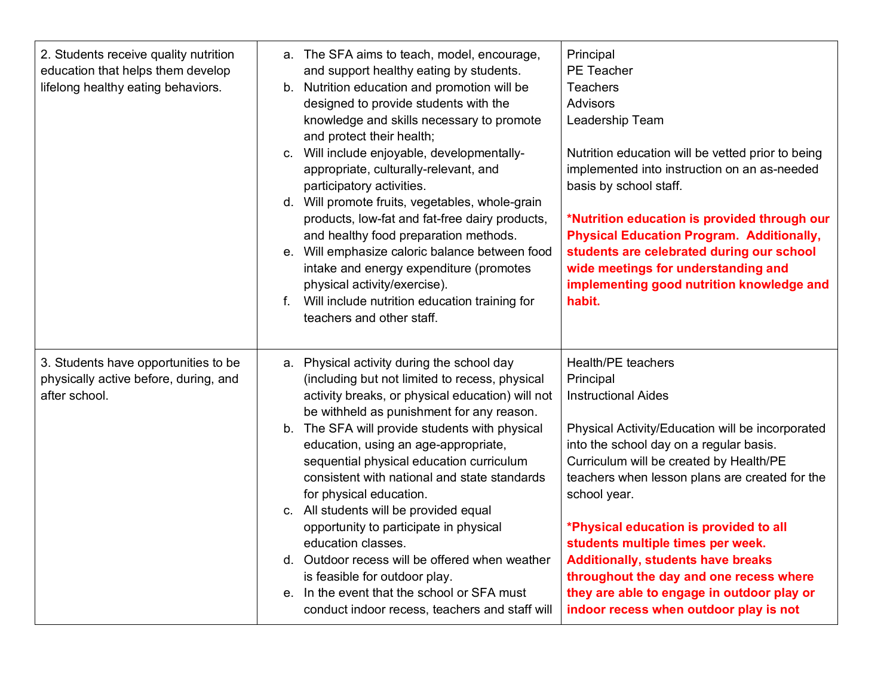| | | |
|---|---|---|
| 2. Students receive quality nutrition education that helps them develop lifelong healthy eating behaviors. | a. The SFA aims to teach, model, encourage, and support healthy eating by students.<br>b. Nutrition education and promotion will be designed to provide students with the knowledge and skills necessary to promote and protect their health;<br>c. Will include enjoyable, developmentally-appropriate, culturally-relevant, and participatory activities.<br>d. Will promote fruits, vegetables, whole-grain products, low-fat and fat-free dairy products, and healthy food preparation methods.<br>e. Will emphasize caloric balance between food intake and energy expenditure (promotes physical activity/exercise).<br>f. Will include nutrition education training for teachers and other staff. | Principal<br>PE Teacher<br>Teachers<br>Advisors<br>Leadership Team<br><br>Nutrition education will be vetted prior to being implemented into instruction on an as-needed basis by school staff.<br><br>**\*Nutrition education is provided through our Physical Education Program. Additionally, students are celebrated during our school wide meetings for understanding and implementing good nutrition knowledge and habit.** |
| 3. Students have opportunities to be physically active before, during, and after school. | a. Physical activity during the school day (including but not limited to recess, physical activity breaks, or physical education) will not be withheld as punishment for any reason.<br>b. The SFA will provide students with physical education, using an age-appropriate, sequential physical education curriculum consistent with national and state standards for physical education.<br>c. All students will be provided equal opportunity to participate in physical education classes.<br>d. Outdoor recess will be offered when weather is feasible for outdoor play.<br>e. In the event that the school or SFA must conduct indoor recess, teachers and staff will | Health/PE teachers<br>Principal<br>Instructional Aides<br><br>Physical Activity/Education will be incorporated into the school day on a regular basis. Curriculum will be created by Health/PE teachers when lesson plans are created for the school year.<br><br>**\*Physical education is provided to all students multiple times per week. Additionally, students have breaks throughout the day and one recess where they are able to engage in outdoor play or indoor recess when outdoor play is not** |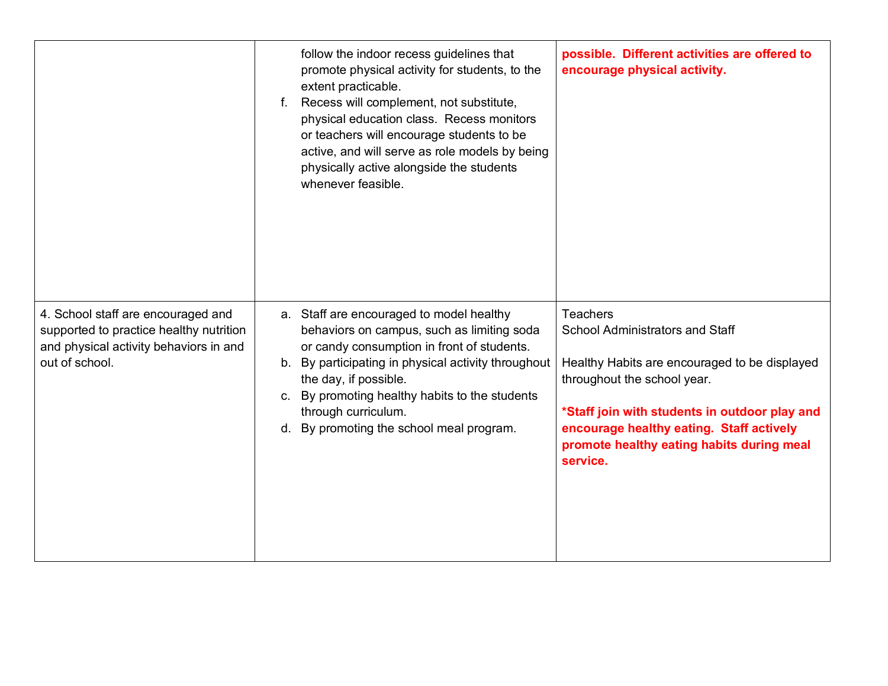| | | |
|---|---|---|
| | follow the indoor recess guidelines that promote physical activity for students, to the extent practicable.<br>f. Recess will complement, not substitute, physical education class. Recess monitors or teachers will encourage students to be active, and will serve as role models by being physically active alongside the students whenever feasible. | **possible. Different activities are offered to encourage physical activity.** |
| 4. School staff are encouraged and supported to practice healthy nutrition and physical activity behaviors in and out of school. | a. Staff are encouraged to model healthy behaviors on campus, such as limiting soda or candy consumption in front of students.<br>b. By participating in physical activity throughout the day, if possible.<br>c. By promoting healthy habits to the students through curriculum.<br>d. By promoting the school meal program. | Teachers<br>School Administrators and Staff<br><br>Healthy Habits are encouraged to be displayed throughout the school year.<br><br>**\*Staff join with students in outdoor play and encourage healthy eating. Staff actively promote healthy eating habits during meal service.** |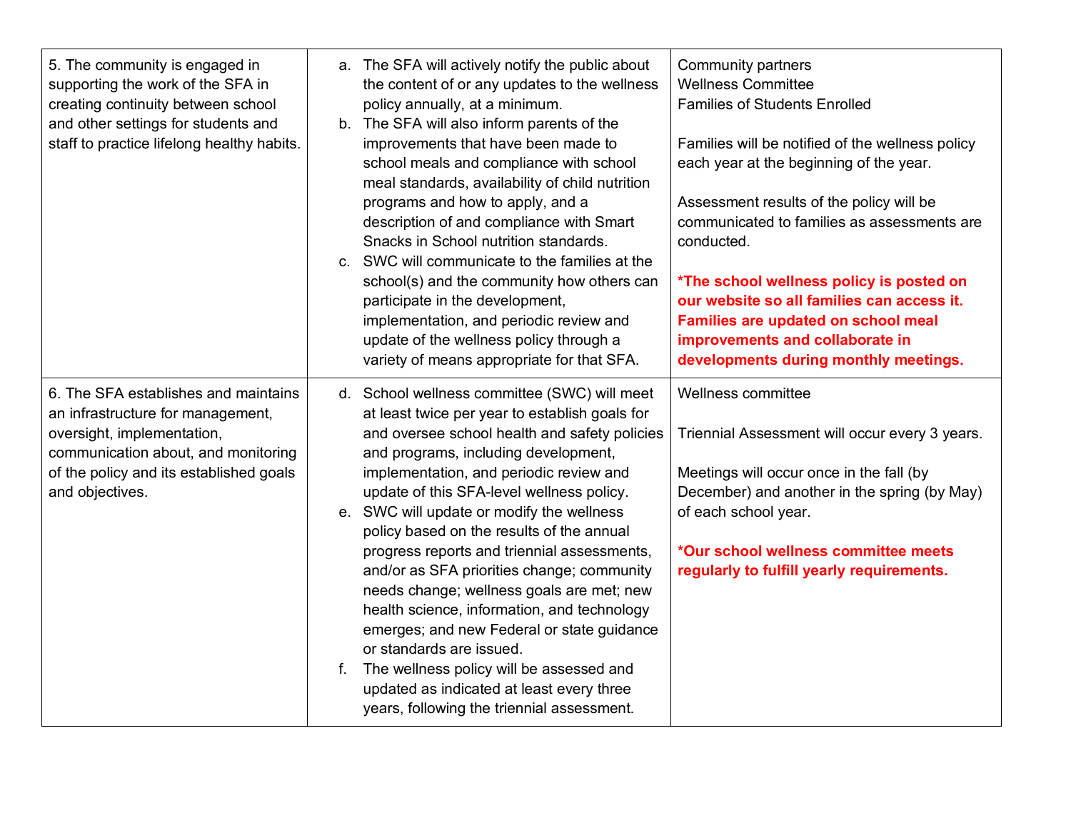| | | |
|---|---|---|
| 5. The community is engaged in supporting the work of the SFA in creating continuity between school and other settings for students and staff to practice lifelong healthy habits. | a. The SFA will actively notify the public about the content of or any updates to the wellness policy annually, at a minimum.<br>b. The SFA will also inform parents of the improvements that have been made to school meals and compliance with school meal standards, availability of child nutrition programs and how to apply, and a description of and compliance with Smart Snacks in School nutrition standards.<br>c. SWC will communicate to the families at the school(s) and the community how others can participate in the development, implementation, and periodic review and update of the wellness policy through a variety of means appropriate for that SFA. | Community partners<br>Wellness Committee<br>Families of Students Enrolled<br><br>Families will be notified of the wellness policy each year at the beginning of the year.<br><br>Assessment results of the policy will be communicated to families as assessments are conducted.<br><br>**\*The school wellness policy is posted on our website so all families can access it. Families are updated on school meal improvements and collaborate in developments during monthly meetings.** |
| 6. The SFA establishes and maintains an infrastructure for management, oversight, implementation, communication about, and monitoring of the policy and its established goals and objectives. | d. School wellness committee (SWC) will meet at least twice per year to establish goals for and oversee school health and safety policies and programs, including development, implementation, and periodic review and update of this SFA-level wellness policy.<br>e. SWC will update or modify the wellness policy based on the results of the annual progress reports and triennial assessments, and/or as SFA priorities change; community needs change; wellness goals are met; new health science, information, and technology emerges; and new Federal or state guidance or standards are issued.<br>f. The wellness policy will be assessed and updated as indicated at least every three years, following the triennial assessment. | Wellness committee<br><br>Triennial Assessment will occur every 3 years.<br><br>Meetings will occur once in the fall (by December) and another in the spring (by May) of each school year.<br><br>**\*Our school wellness committee meets regularly to fulfill yearly requirements.** |